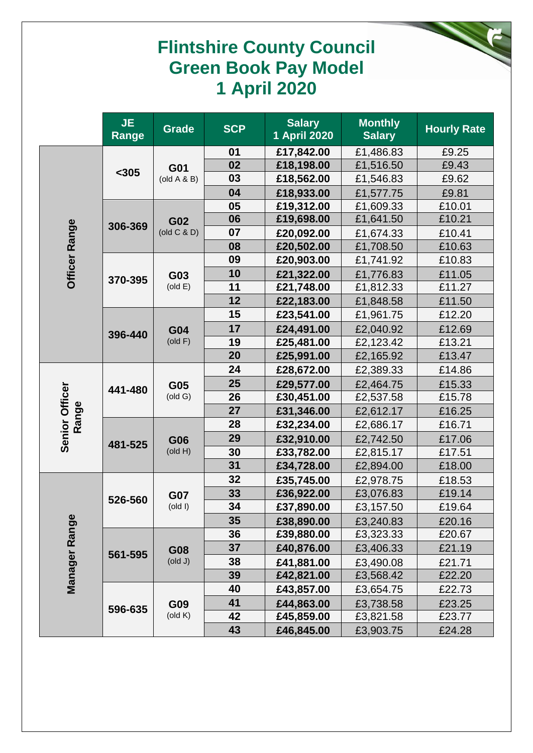# Flintshire County Council
# Green Book Pay Model
# 1 April 2020

| | JE Range | Grade | SCP | Salary 1 April 2020 | Monthly Salary | Hourly Rate |
|---|---|---|---|---|---|---|
| Officer Range | <305 | G01 (old A & B) | 01 | £17,842.00 | £1,486.83 | £9.25 |
| | | | 02 | £18,198.00 | £1,516.50 | £9.43 |
| | | | 03 | £18,562.00 | £1,546.83 | £9.62 |
| | | | 04 | £18,933.00 | £1,577.75 | £9.81 |
| | 306-369 | G02 (old C & D) | 05 | £19,312.00 | £1,609.33 | £10.01 |
| | | | 06 | £19,698.00 | £1,641.50 | £10.21 |
| | | | 07 | £20,092.00 | £1,674.33 | £10.41 |
| | | | 08 | £20,502.00 | £1,708.50 | £10.63 |
| | 370-395 | G03 (old E) | 09 | £20,903.00 | £1,741.92 | £10.83 |
| | | | 10 | £21,322.00 | £1,776.83 | £11.05 |
| | | | 11 | £21,748.00 | £1,812.33 | £11.27 |
| | | | 12 | £22,183.00 | £1,848.58 | £11.50 |
| | 396-440 | G04 (old F) | 15 | £23,541.00 | £1,961.75 | £12.20 |
| | | | 17 | £24,491.00 | £2,040.92 | £12.69 |
| | | | 19 | £25,481.00 | £2,123.42 | £13.21 |
| | | | 20 | £25,991.00 | £2,165.92 | £13.47 |
| Senior Officer Range | 441-480 | G05 (old G) | 24 | £28,672.00 | £2,389.33 | £14.86 |
| | | | 25 | £29,577.00 | £2,464.75 | £15.33 |
| | | | 26 | £30,451.00 | £2,537.58 | £15.78 |
| | | | 27 | £31,346.00 | £2,612.17 | £16.25 |
| | 481-525 | G06 (old H) | 28 | £32,234.00 | £2,686.17 | £16.71 |
| | | | 29 | £32,910.00 | £2,742.50 | £17.06 |
| | | | 30 | £33,782.00 | £2,815.17 | £17.51 |
| | | | 31 | £34,728.00 | £2,894.00 | £18.00 |
| Manager Range | 526-560 | G07 (old I) | 32 | £35,745.00 | £2,978.75 | £18.53 |
| | | | 33 | £36,922.00 | £3,076.83 | £19.14 |
| | | | 34 | £37,890.00 | £3,157.50 | £19.64 |
| | | | 35 | £38,890.00 | £3,240.83 | £20.16 |
| | 561-595 | G08 (old J) | 36 | £39,880.00 | £3,323.33 | £20.67 |
| | | | 37 | £40,876.00 | £3,406.33 | £21.19 |
| | | | 38 | £41,881.00 | £3,490.08 | £21.71 |
| | | | 39 | £42,821.00 | £3,568.42 | £22.20 |
| | 596-635 | G09 (old K) | 40 | £43,857.00 | £3,654.75 | £22.73 |
| | | | 41 | £44,863.00 | £3,738.58 | £23.25 |
| | | | 42 | £45,859.00 | £3,821.58 | £23.77 |
| | | | 43 | £46,845.00 | £3,903.75 | £24.28 |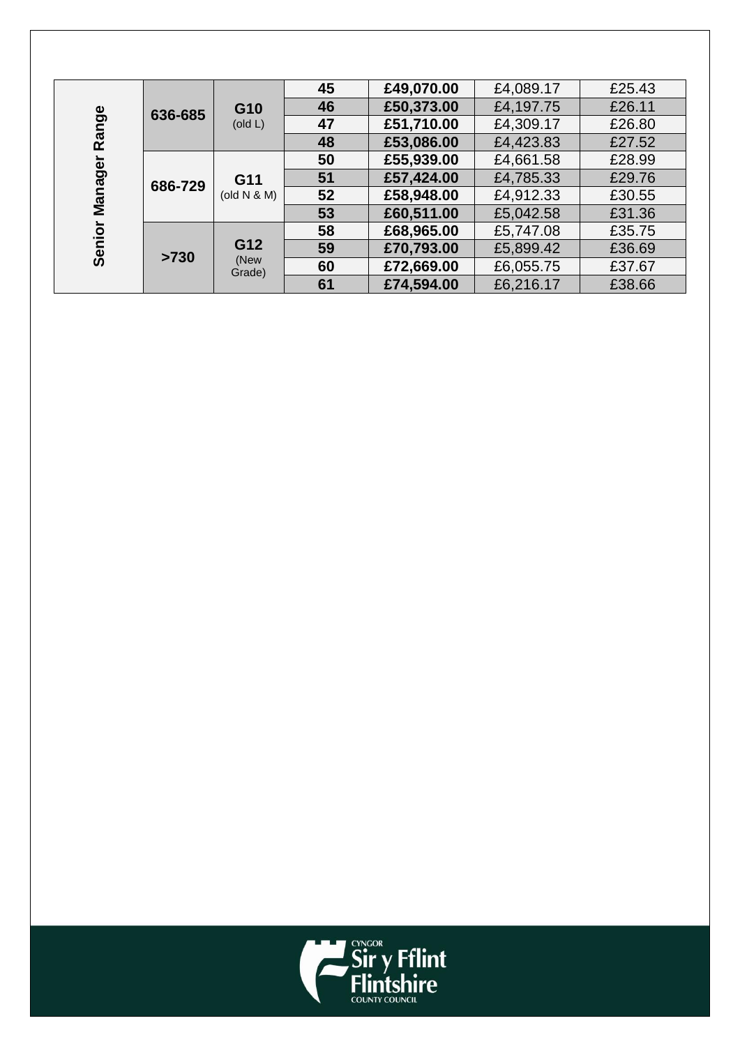| | | | | | | |
|---|---|---|---|---|---|---|
| **Senior Manager Range** | **636-685** | **G10** (old L) | **45** | **£49,070.00** | £4,089.17 | £25.43 |
| | | | **46** | **£50,373.00** | £4,197.75 | £26.11 |
| | | | **47** | **£51,710.00** | £4,309.17 | £26.80 |
| | | | **48** | **£53,086.00** | £4,423.83 | £27.52 |
| | **686-729** | **G11** (old N & M) | **50** | **£55,939.00** | £4,661.58 | £28.99 |
| | | | **51** | **£57,424.00** | £4,785.33 | £29.76 |
| | | | **52** | **£58,948.00** | £4,912.33 | £30.55 |
| | | | **53** | **£60,511.00** | £5,042.58 | £31.36 |
| | **>730** | **G12** (New Grade) | **58** | **£68,965.00** | £5,747.08 | £35.75 |
| | | | **59** | **£70,793.00** | £5,899.42 | £36.69 |
| | | | **60** | **£72,669.00** | £6,055.75 | £37.67 |
| | | | **61** | **£74,594.00** | £6,216.17 | £38.66 |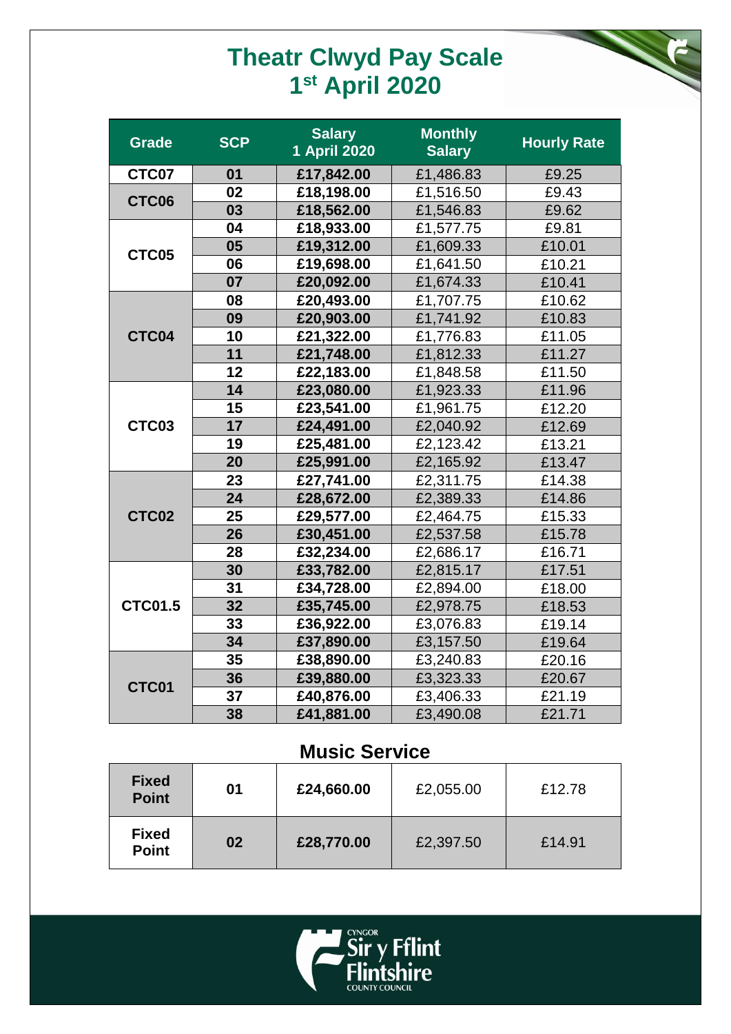# Theatr Clwyd Pay Scale
# 1st April 2020

| Grade | SCP | Salary 1 April 2020 | Monthly Salary | Hourly Rate |
|---|---|---|---|---|
| **CTC07** | **01** | **£17,842.00** | £1,486.83 | £9.25 |
| **CTC06** | **02** | **£18,198.00** | £1,516.50 | £9.43 |
| | **03** | **£18,562.00** | £1,546.83 | £9.62 |
| **CTC05** | **04** | **£18,933.00** | £1,577.75 | £9.81 |
| | **05** | **£19,312.00** | £1,609.33 | £10.01 |
| | **06** | **£19,698.00** | £1,641.50 | £10.21 |
| | **07** | **£20,092.00** | £1,674.33 | £10.41 |
| **CTC04** | **08** | **£20,493.00** | £1,707.75 | £10.62 |
| | **09** | **£20,903.00** | £1,741.92 | £10.83 |
| | **10** | **£21,322.00** | £1,776.83 | £11.05 |
| | **11** | **£21,748.00** | £1,812.33 | £11.27 |
| | **12** | **£22,183.00** | £1,848.58 | £11.50 |
| **CTC03** | **14** | **£23,080.00** | £1,923.33 | £11.96 |
| | **15** | **£23,541.00** | £1,961.75 | £12.20 |
| | **17** | **£24,491.00** | £2,040.92 | £12.69 |
| | **19** | **£25,481.00** | £2,123.42 | £13.21 |
| | **20** | **£25,991.00** | £2,165.92 | £13.47 |
| **CTC02** | **23** | **£27,741.00** | £2,311.75 | £14.38 |
| | **24** | **£28,672.00** | £2,389.33 | £14.86 |
| | **25** | **£29,577.00** | £2,464.75 | £15.33 |
| | **26** | **£30,451.00** | £2,537.58 | £15.78 |
| | **28** | **£32,234.00** | £2,686.17 | £16.71 |
| **CTC01.5** | **30** | **£33,782.00** | £2,815.17 | £17.51 |
| | **31** | **£34,728.00** | £2,894.00 | £18.00 |
| | **32** | **£35,745.00** | £2,978.75 | £18.53 |
| | **33** | **£36,922.00** | £3,076.83 | £19.14 |
| | **34** | **£37,890.00** | £3,157.50 | £19.64 |
| **CTC01** | **35** | **£38,890.00** | £3,240.83 | £20.16 |
| | **36** | **£39,880.00** | £3,323.33 | £20.67 |
| | **37** | **£40,876.00** | £3,406.33 | £21.19 |
| | **38** | **£41,881.00** | £3,490.08 | £21.71 |

## Music Service

| | | | | |
|---|---|---|---|---|
| **Fixed Point** | **01** | **£24,660.00** | £2,055.00 | £12.78 |
| **Fixed Point** | **02** | **£28,770.00** | £2,397.50 | £14.91 |

Cyngor Sir y Fflint
Flintshire County Council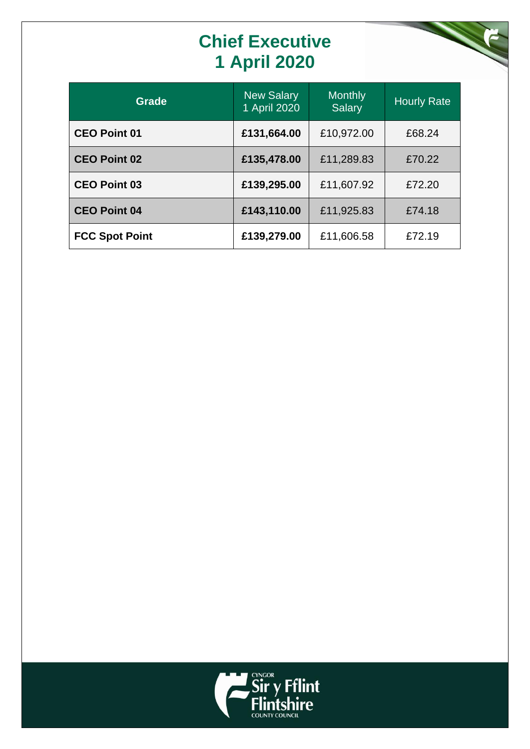# Chief Executive
# 1 April 2020

| Grade | New Salary 1 April 2020 | Monthly Salary | Hourly Rate |
|---|---|---|---|
| **CEO Point 01** | **£131,664.00** | £10,972.00 | £68.24 |
| **CEO Point 02** | **£135,478.00** | £11,289.83 | £70.22 |
| **CEO Point 03** | **£139,295.00** | £11,607.92 | £72.20 |
| **CEO Point 04** | **£143,110.00** | £11,925.83 | £74.18 |
| **FCC Spot Point** | **£139,279.00** | £11,606.58 | £72.19 |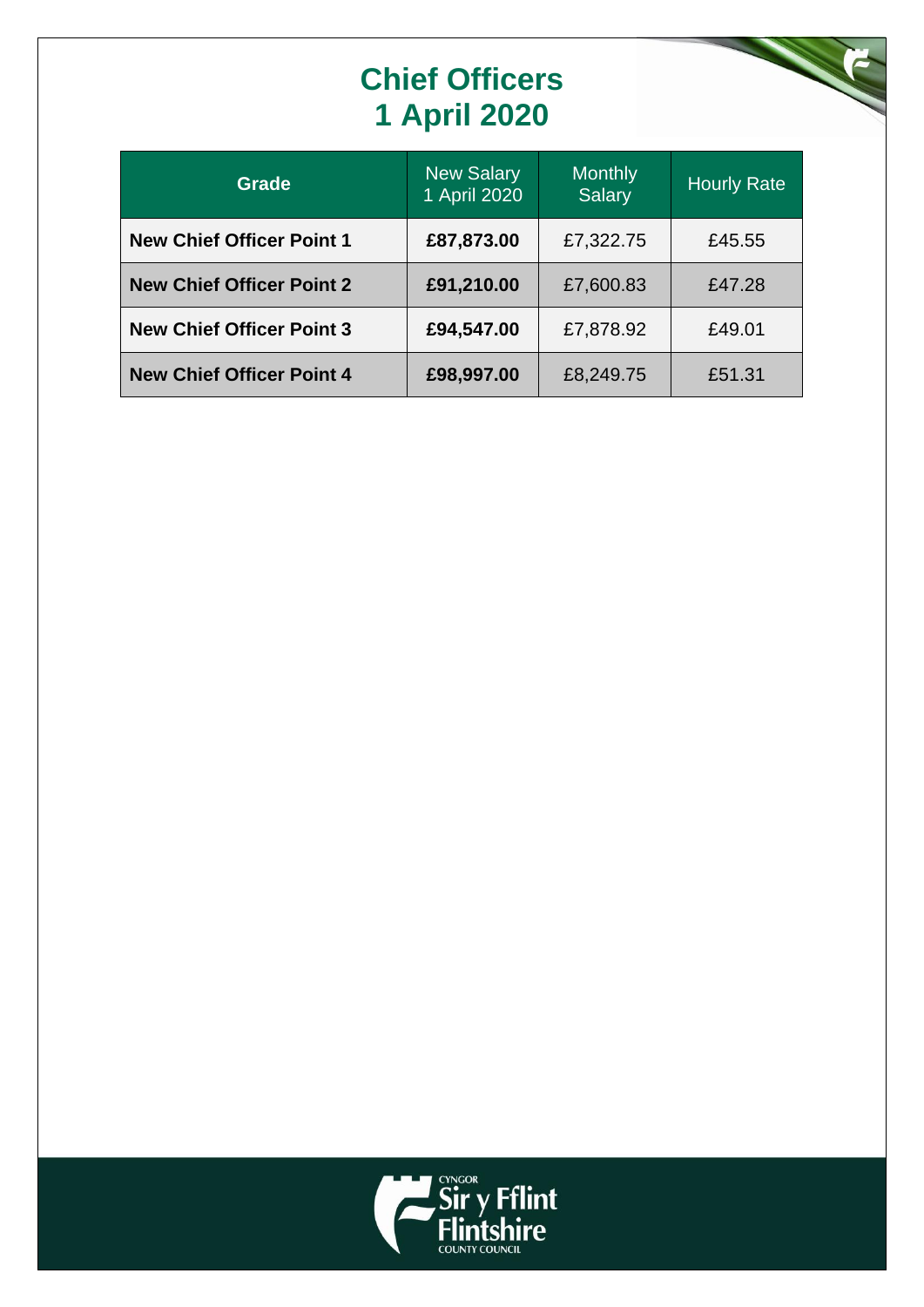# Chief Officers
# 1 April 2020

| Grade | New Salary 1 April 2020 | Monthly Salary | Hourly Rate |
|---|---|---|---|
| **New Chief Officer Point 1** | **£87,873.00** | £7,322.75 | £45.55 |
| **New Chief Officer Point 2** | **£91,210.00** | £7,600.83 | £47.28 |
| **New Chief Officer Point 3** | **£94,547.00** | £7,878.92 | £49.01 |
| **New Chief Officer Point 4** | **£98,997.00** | £8,249.75 | £51.31 |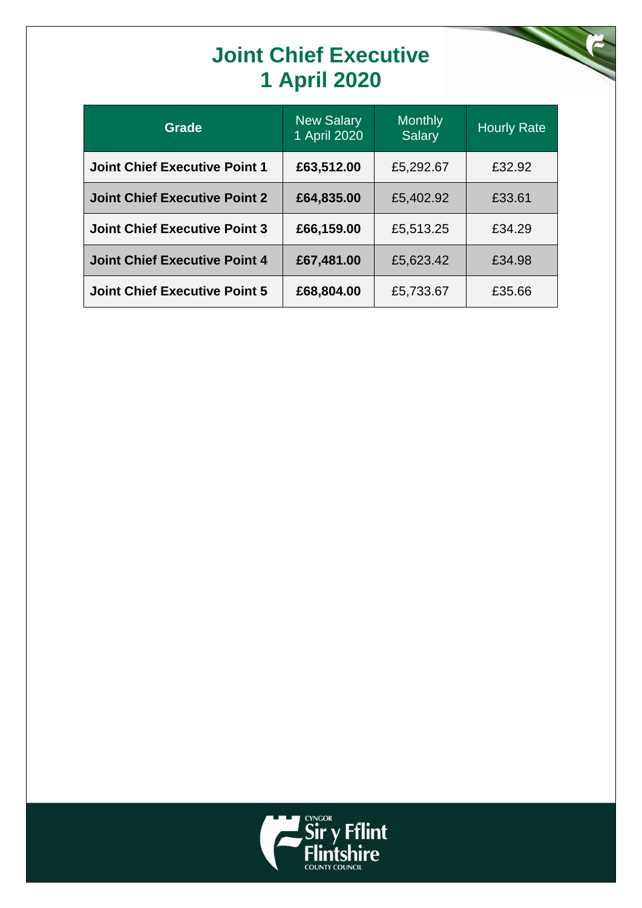# Joint Chief Executive
# 1 April 2020

| Grade | New Salary 1 April 2020 | Monthly Salary | Hourly Rate |
|---|---|---|---|
| **Joint Chief Executive Point 1** | **£63,512.00** | £5,292.67 | £32.92 |
| **Joint Chief Executive Point 2** | **£64,835.00** | £5,402.92 | £33.61 |
| **Joint Chief Executive Point 3** | **£66,159.00** | £5,513.25 | £34.29 |
| **Joint Chief Executive Point 4** | **£67,481.00** | £5,623.42 | £34.98 |
| **Joint Chief Executive Point 5** | **£68,804.00** | £5,733.67 | £35.66 |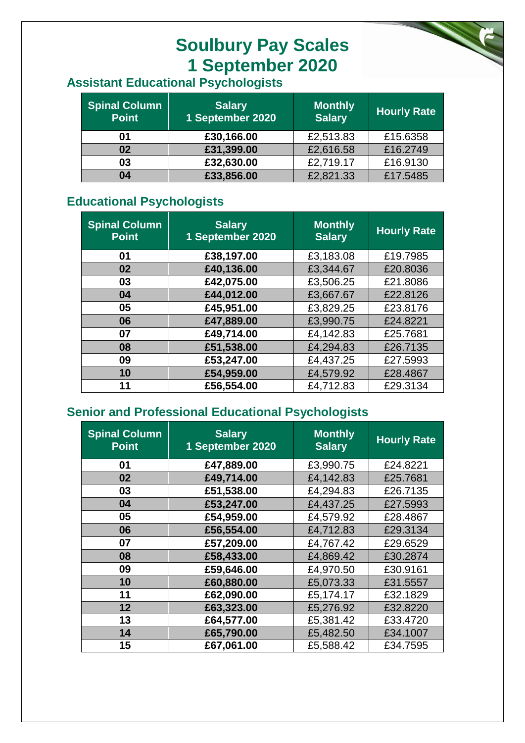# Soulbury Pay Scales 1 September 2020

## Assistant Educational Psychologists

| Spinal Column Point | Salary 1 September 2020 | Monthly Salary | Hourly Rate |
|---|---|---|---|
| **01** | **£30,166.00** | £2,513.83 | £15.6358 |
| **02** | **£31,399.00** | £2,616.58 | £16.2749 |
| **03** | **£32,630.00** | £2,719.17 | £16.9130 |
| **04** | **£33,856.00** | £2,821.33 | £17.5485 |

## Educational Psychologists

| Spinal Column Point | Salary 1 September 2020 | Monthly Salary | Hourly Rate |
|---|---|---|---|
| **01** | **£38,197.00** | £3,183.08 | £19.7985 |
| **02** | **£40,136.00** | £3,344.67 | £20.8036 |
| **03** | **£42,075.00** | £3,506.25 | £21.8086 |
| **04** | **£44,012.00** | £3,667.67 | £22.8126 |
| **05** | **£45,951.00** | £3,829.25 | £23.8176 |
| **06** | **£47,889.00** | £3,990.75 | £24.8221 |
| **07** | **£49,714.00** | £4,142.83 | £25.7681 |
| **08** | **£51,538.00** | £4,294.83 | £26.7135 |
| **09** | **£53,247.00** | £4,437.25 | £27.5993 |
| **10** | **£54,959.00** | £4,579.92 | £28.4867 |
| **11** | **£56,554.00** | £4,712.83 | £29.3134 |

## Senior and Professional Educational Psychologists

| Spinal Column Point | Salary 1 September 2020 | Monthly Salary | Hourly Rate |
|---|---|---|---|
| **01** | **£47,889.00** | £3,990.75 | £24.8221 |
| **02** | **£49,714.00** | £4,142.83 | £25.7681 |
| **03** | **£51,538.00** | £4,294.83 | £26.7135 |
| **04** | **£53,247.00** | £4,437.25 | £27.5993 |
| **05** | **£54,959.00** | £4,579.92 | £28.4867 |
| **06** | **£56,554.00** | £4,712.83 | £29.3134 |
| **07** | **£57,209.00** | £4,767.42 | £29.6529 |
| **08** | **£58,433.00** | £4,869.42 | £30.2874 |
| **09** | **£59,646.00** | £4,970.50 | £30.9161 |
| **10** | **£60,880.00** | £5,073.33 | £31.5557 |
| **11** | **£62,090.00** | £5,174.17 | £32.1829 |
| **12** | **£63,323.00** | £5,276.92 | £32.8220 |
| **13** | **£64,577.00** | £5,381.42 | £33.4720 |
| **14** | **£65,790.00** | £5,482.50 | £34.1007 |
| **15** | **£67,061.00** | £5,588.42 | £34.7595 |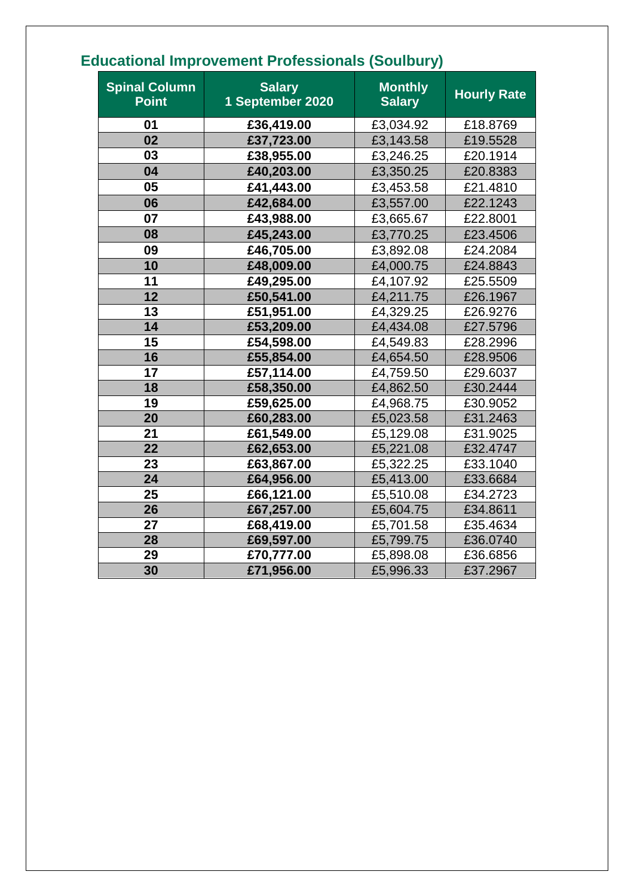## Educational Improvement Professionals (Soulbury)

| Spinal Column Point | Salary 1 September 2020 | Monthly Salary | Hourly Rate |
|---|---|---|---|
| **01** | **£36,419.00** | £3,034.92 | £18.8769 |
| **02** | **£37,723.00** | £3,143.58 | £19.5528 |
| **03** | **£38,955.00** | £3,246.25 | £20.1914 |
| **04** | **£40,203.00** | £3,350.25 | £20.8383 |
| **05** | **£41,443.00** | £3,453.58 | £21.4810 |
| **06** | **£42,684.00** | £3,557.00 | £22.1243 |
| **07** | **£43,988.00** | £3,665.67 | £22.8001 |
| **08** | **£45,243.00** | £3,770.25 | £23.4506 |
| **09** | **£46,705.00** | £3,892.08 | £24.2084 |
| **10** | **£48,009.00** | £4,000.75 | £24.8843 |
| **11** | **£49,295.00** | £4,107.92 | £25.5509 |
| **12** | **£50,541.00** | £4,211.75 | £26.1967 |
| **13** | **£51,951.00** | £4,329.25 | £26.9276 |
| **14** | **£53,209.00** | £4,434.08 | £27.5796 |
| **15** | **£54,598.00** | £4,549.83 | £28.2996 |
| **16** | **£55,854.00** | £4,654.50 | £28.9506 |
| **17** | **£57,114.00** | £4,759.50 | £29.6037 |
| **18** | **£58,350.00** | £4,862.50 | £30.2444 |
| **19** | **£59,625.00** | £4,968.75 | £30.9052 |
| **20** | **£60,283.00** | £5,023.58 | £31.2463 |
| **21** | **£61,549.00** | £5,129.08 | £31.9025 |
| **22** | **£62,653.00** | £5,221.08 | £32.4747 |
| **23** | **£63,867.00** | £5,322.25 | £33.1040 |
| **24** | **£64,956.00** | £5,413.00 | £33.6684 |
| **25** | **£66,121.00** | £5,510.08 | £34.2723 |
| **26** | **£67,257.00** | £5,604.75 | £34.8611 |
| **27** | **£68,419.00** | £5,701.58 | £35.4634 |
| **28** | **£69,597.00** | £5,799.75 | £36.0740 |
| **29** | **£70,777.00** | £5,898.08 | £36.6856 |
| **30** | **£71,956.00** | £5,996.33 | £37.2967 |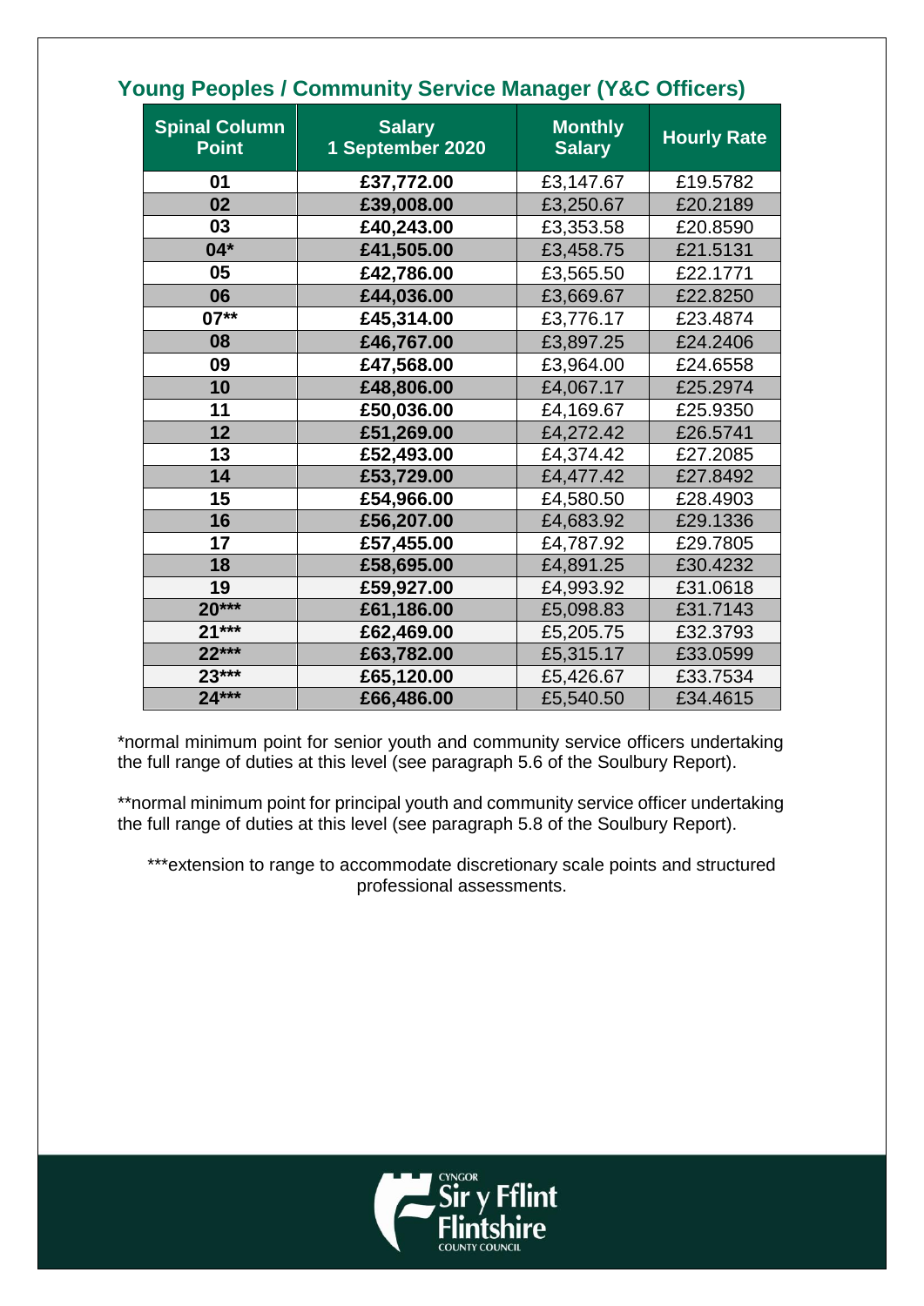## Young Peoples / Community Service Manager (Y&C Officers)

| Spinal Column Point | Salary 1 September 2020 | Monthly Salary | Hourly Rate |
|---|---|---|---|
| **01** | **£37,772.00** | £3,147.67 | £19.5782 |
| **02** | **£39,008.00** | £3,250.67 | £20.2189 |
| **03** | **£40,243.00** | £3,353.58 | £20.8590 |
| **04*** | **£41,505.00** | £3,458.75 | £21.5131 |
| **05** | **£42,786.00** | £3,565.50 | £22.1771 |
| **06** | **£44,036.00** | £3,669.67 | £22.8250 |
| **07**** | **£45,314.00** | £3,776.17 | £23.4874 |
| **08** | **£46,767.00** | £3,897.25 | £24.2406 |
| **09** | **£47,568.00** | £3,964.00 | £24.6558 |
| **10** | **£48,806.00** | £4,067.17 | £25.2974 |
| **11** | **£50,036.00** | £4,169.67 | £25.9350 |
| **12** | **£51,269.00** | £4,272.42 | £26.5741 |
| **13** | **£52,493.00** | £4,374.42 | £27.2085 |
| **14** | **£53,729.00** | £4,477.42 | £27.8492 |
| **15** | **£54,966.00** | £4,580.50 | £28.4903 |
| **16** | **£56,207.00** | £4,683.92 | £29.1336 |
| **17** | **£57,455.00** | £4,787.92 | £29.7805 |
| **18** | **£58,695.00** | £4,891.25 | £30.4232 |
| **19** | **£59,927.00** | £4,993.92 | £31.0618 |
| **20***** | **£61,186.00** | £5,098.83 | £31.7143 |
| **21***** | **£62,469.00** | £5,205.75 | £32.3793 |
| **22***** | **£63,782.00** | £5,315.17 | £33.0599 |
| **23***** | **£65,120.00** | £5,426.67 | £33.7534 |
| **24***** | **£66,486.00** | £5,540.50 | £34.4615 |

*normal minimum point for senior youth and community service officers undertaking the full range of duties at this level (see paragraph 5.6 of the Soulbury Report).

**normal minimum point for principal youth and community service officer undertaking the full range of duties at this level (see paragraph 5.8 of the Soulbury Report).

***extension to range to accommodate discretionary scale points and structured professional assessments.